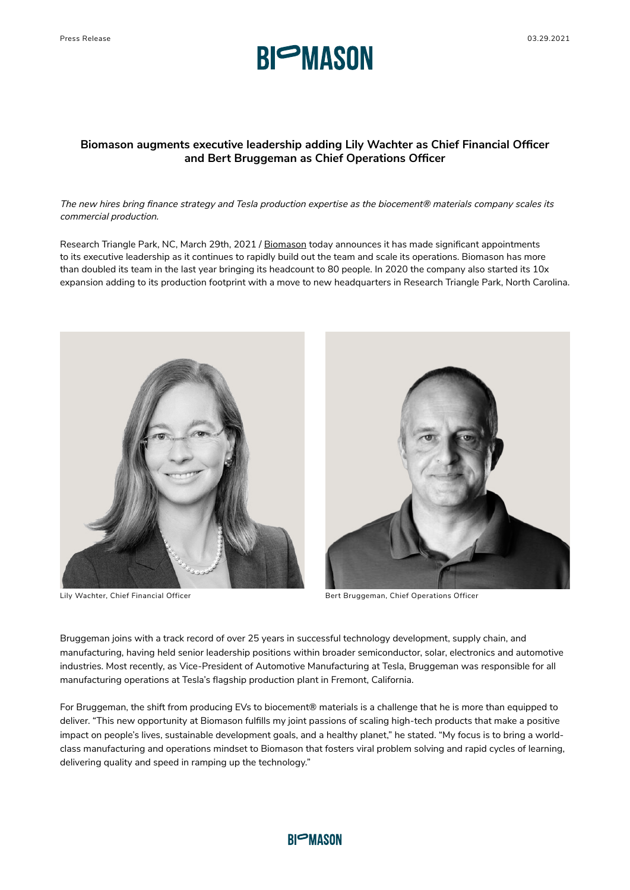# Biomason augments executive leadership adding Lily Wachter as Chief Financial Officer and Bert Bruggeman as Chief Operations Officer

*The new hires bring finance strategy and Tesla production expertise as the biocement® materials company scales its commercial production.*

Research Triangle Park, NC, March 29th, 2021 / Biomason today announces it has made significant appointments to its executive leadership as it continues to rapidly build out the team and scale its operations. Biomason has more than doubled its team in the last year bringing its headcount to 80 people. In 2020 the company also started its 10x expansion adding to its production footprint with a move to new headquarters in Research Triangle Park, North Carolina.

Lily Wachter, Chief Financial Officer

Bert Bruggeman, Chief Operations Officer

Bruggeman joins with a track record of over 25 years in successful technology development, supply chain, and manufacturing, having held senior leadership positions within broader semiconductor, solar, electronics and automotive industries. Most recently, as Vice-President of Automotive Manufacturing at Tesla, Bruggeman was responsible for all manufacturing operations at Tesla's flagship production plant in Fremont, California.

For Bruggeman, the shift from producing EVs to biocement® materials is a challenge that he is more than equipped to deliver. "This new opportunity at Biomason fulfills my joint passions of scaling high-tech products that make a positive impact on people's lives, sustainable development goals, and a healthy planet," he stated. "My focus is to bring a world-class manufacturing and operations mindset to Biomason that fosters viral problem solving and rapid cycles of learning, delivering quality and speed in ramping up the technology."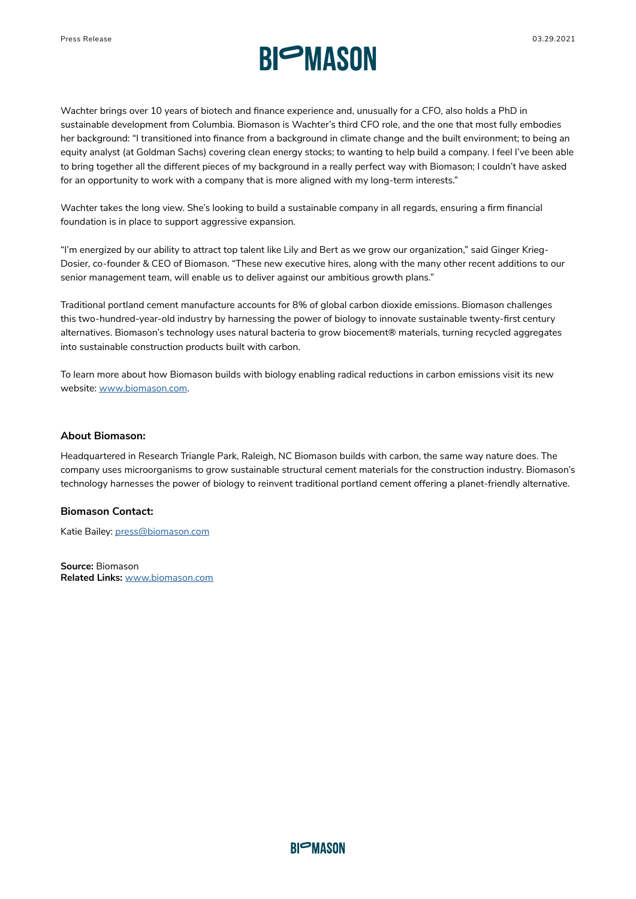Wachter brings over 10 years of biotech and finance experience and, unusually for a CFO, also holds a PhD in sustainable development from Columbia. Biomason is Wachter's third CFO role, and the one that most fully embodies her background: "I transitioned into finance from a background in climate change and the built environment; to being an equity analyst (at Goldman Sachs) covering clean energy stocks; to wanting to help build a company. I feel I've been able to bring together all the different pieces of my background in a really perfect way with Biomason; I couldn't have asked for an opportunity to work with a company that is more aligned with my long-term interests."

Wachter takes the long view. She's looking to build a sustainable company in all regards, ensuring a firm financial foundation is in place to support aggressive expansion.

"I'm energized by our ability to attract top talent like Lily and Bert as we grow our organization," said Ginger Krieg-Dosier, co-founder & CEO of Biomason. "These new executive hires, along with the many other recent additions to our senior management team, will enable us to deliver against our ambitious growth plans."

Traditional portland cement manufacture accounts for 8% of global carbon dioxide emissions. Biomason challenges this two-hundred-year-old industry by harnessing the power of biology to innovate sustainable twenty-first century alternatives. Biomason's technology uses natural bacteria to grow biocement® materials, turning recycled aggregates into sustainable construction products built with carbon.

To learn more about how Biomason builds with biology enabling radical reductions in carbon emissions visit its new website: [www.biomason.com](http://www.biomason.com).

### About Biomason:

Headquartered in Research Triangle Park, Raleigh, NC Biomason builds with carbon, the same way nature does. The company uses microorganisms to grow sustainable structural cement materials for the construction industry. Biomason's technology harnesses the power of biology to reinvent traditional portland cement offering a planet-friendly alternative.

### Biomason Contact:

Katie Bailey: [press@biomason.com](mailto:press@biomason.com)

**Source:** Biomason
**Related Links:** [www.biomason.com](http://www.biomason.com)